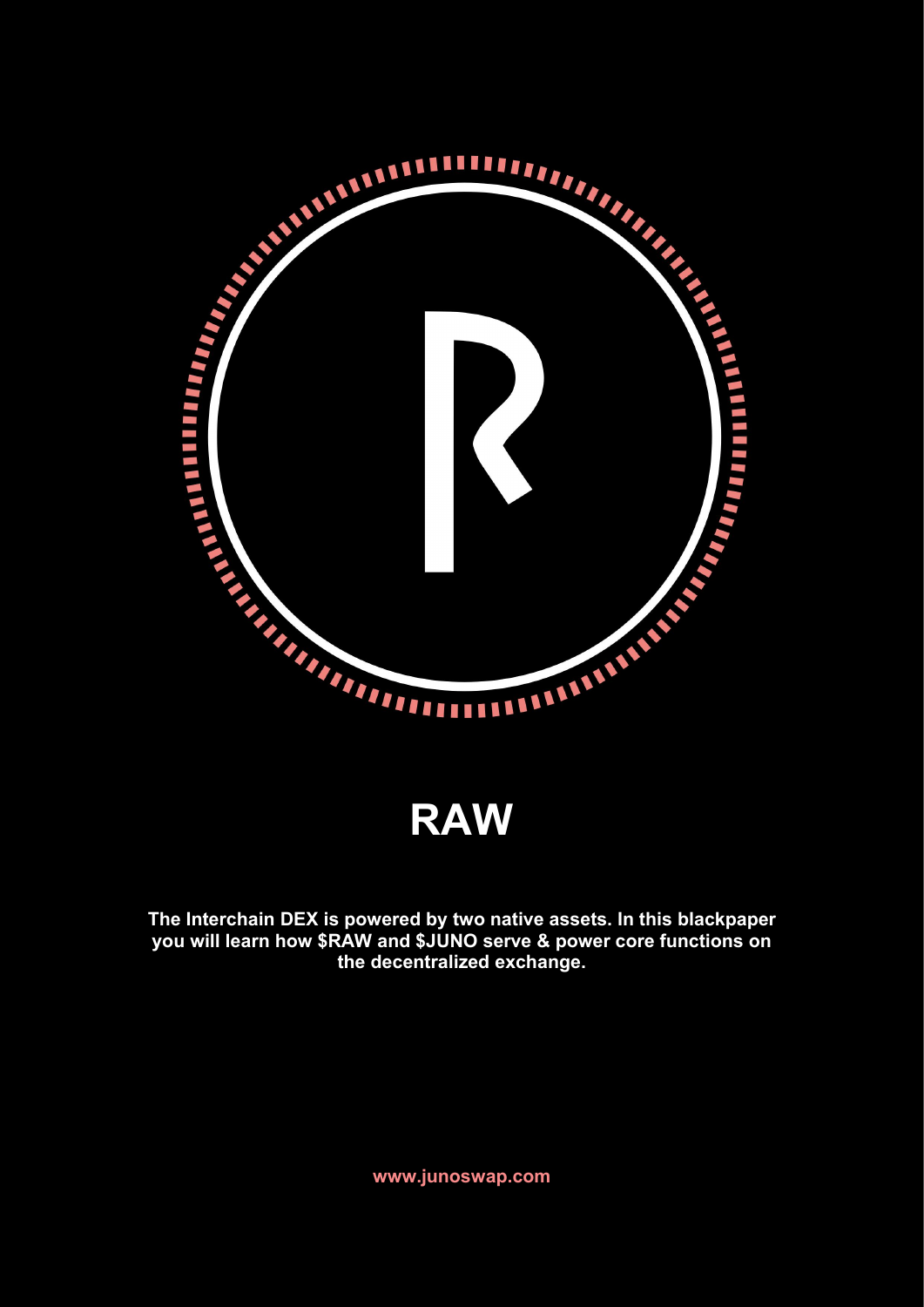# RAW

**The Interchain DEX is powered by two native assets. In this blackpaper you will learn how $RAW and $JUNO serve & power core functions on the decentralized exchange.**

www.junoswap.com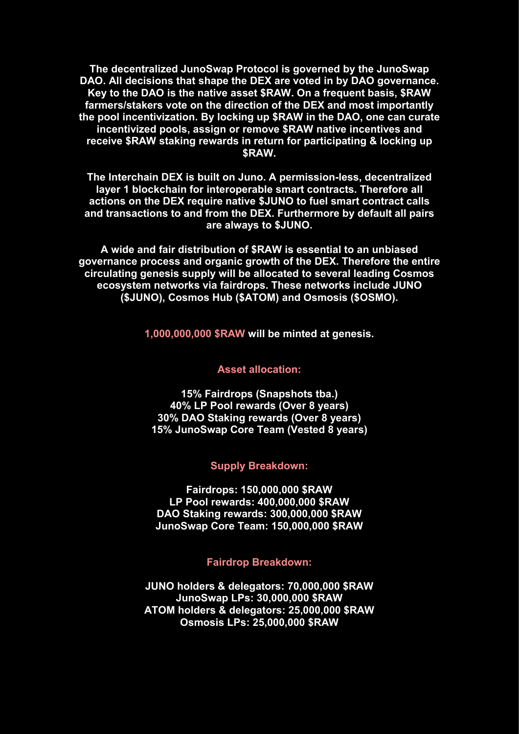**The decentralized JunoSwap Protocol is governed by the JunoSwap DAO. All decisions that shape the DEX are voted in by DAO governance. Key to the DAO is the native asset $RAW. On a frequent basis, $RAW farmers/stakers vote on the direction of the DEX and most importantly the pool incentivization. By locking up $RAW in the DAO, one can curate incentivized pools, assign or remove $RAW native incentives and receive $RAW staking rewards in return for participating & locking up $RAW.**

**The Interchain DEX is built on Juno. A permission-less, decentralized layer 1 blockchain for interoperable smart contracts. Therefore all actions on the DEX require native $JUNO to fuel smart contract calls and transactions to and from the DEX. Furthermore by default all pairs are always to $JUNO.**

**A wide and fair distribution of $RAW is essential to an unbiased governance process and organic growth of the DEX. Therefore the entire circulating genesis supply will be allocated to several leading Cosmos ecosystem networks via fairdrops. These networks include JUNO ($JUNO), Cosmos Hub ($ATOM) and Osmosis ($OSMO).**

**1,000,000,000 $RAW will be minted at genesis.**

## Asset allocation:

**15% Fairdrops (Snapshots tba.)**
**40% LP Pool rewards (Over 8 years)**
**30% DAO Staking rewards (Over 8 years)**
**15% JunoSwap Core Team (Vested 8 years)**

## Supply Breakdown:

**Fairdrops: 150,000,000 $RAW**
**LP Pool rewards: 400,000,000 $RAW**
**DAO Staking rewards: 300,000,000 $RAW**
**JunoSwap Core Team: 150,000,000 $RAW**

## Fairdrop Breakdown:

**JUNO holders & delegators: 70,000,000 $RAW**
**JunoSwap LPs: 30,000,000 $RAW**
**ATOM holders & delegators: 25,000,000 $RAW**
**Osmosis LPs: 25,000,000 $RAW**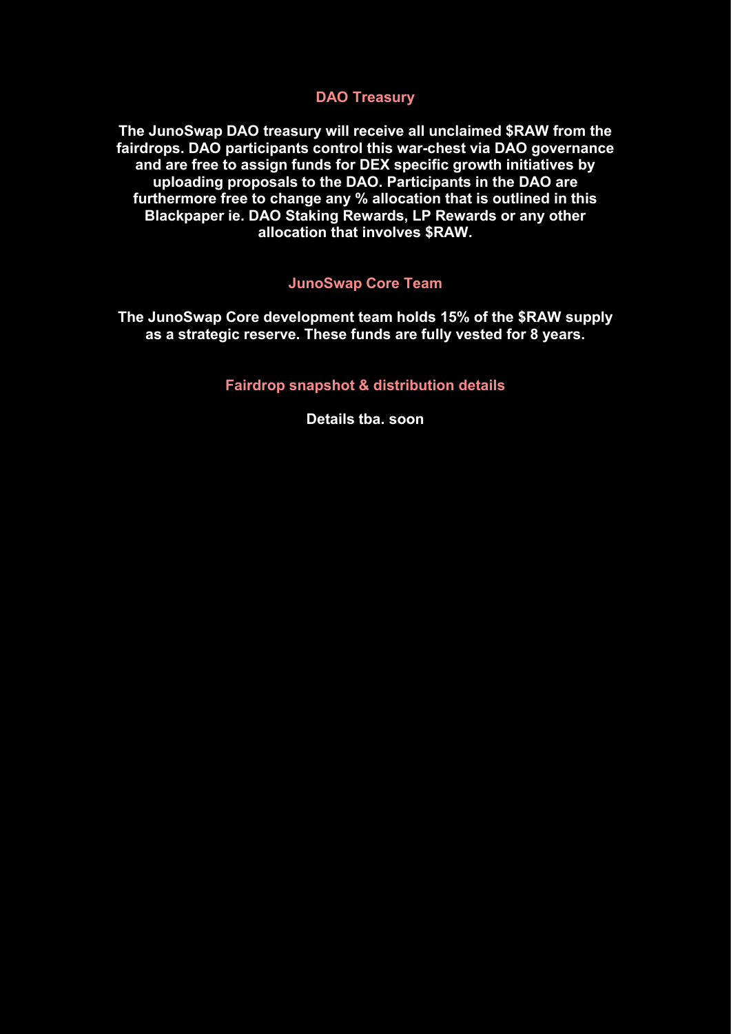## DAO Treasury

**The JunoSwap DAO treasury will receive all unclaimed $RAW from the fairdrops. DAO participants control this war-chest via DAO governance and are free to assign funds for DEX specific growth initiatives by uploading proposals to the DAO. Participants in the DAO are furthermore free to change any % allocation that is outlined in this Blackpaper ie. DAO Staking Rewards, LP Rewards or any other allocation that involves $RAW.**

## JunoSwap Core Team

**The JunoSwap Core development team holds 15% of the $RAW supply as a strategic reserve. These funds are fully vested for 8 years.**

## Fairdrop snapshot & distribution details

**Details tba. soon**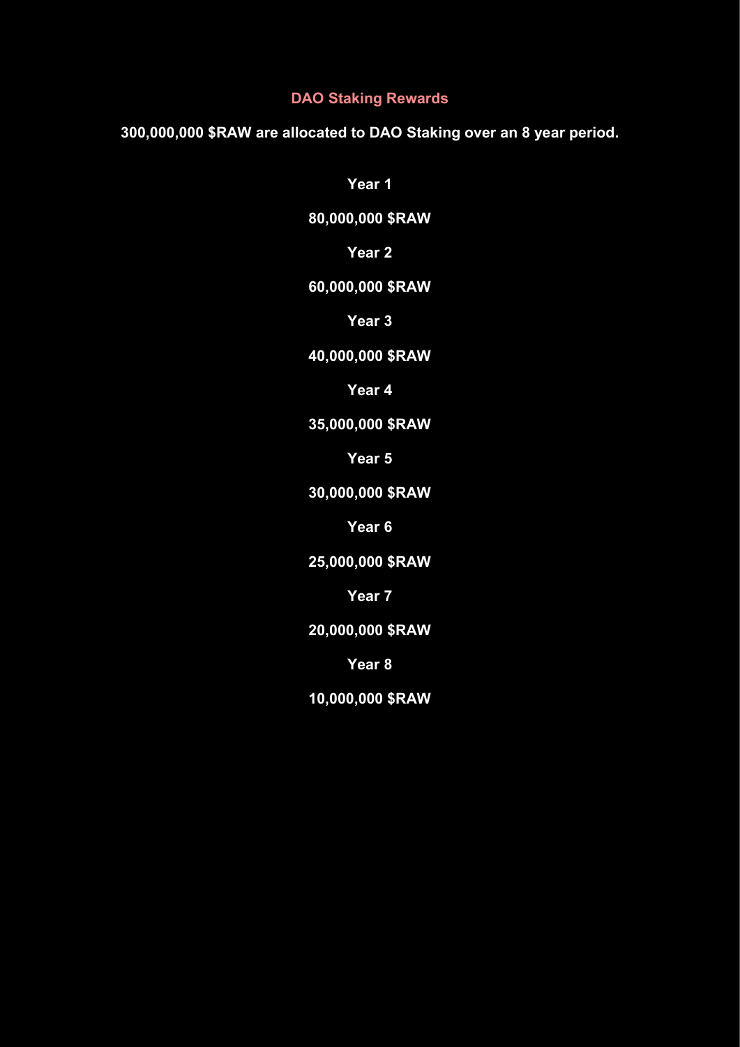## DAO Staking Rewards

**300,000,000 $RAW are allocated to DAO Staking over an 8 year period.**

**Year 1**

**80,000,000 $RAW**

**Year 2**

**60,000,000 $RAW**

**Year 3**

**40,000,000 $RAW**

**Year 4**

**35,000,000 $RAW**

**Year 5**

**30,000,000 $RAW**

**Year 6**

**25,000,000 $RAW**

**Year 7**

**20,000,000 $RAW**

**Year 8**

**10,000,000 $RAW**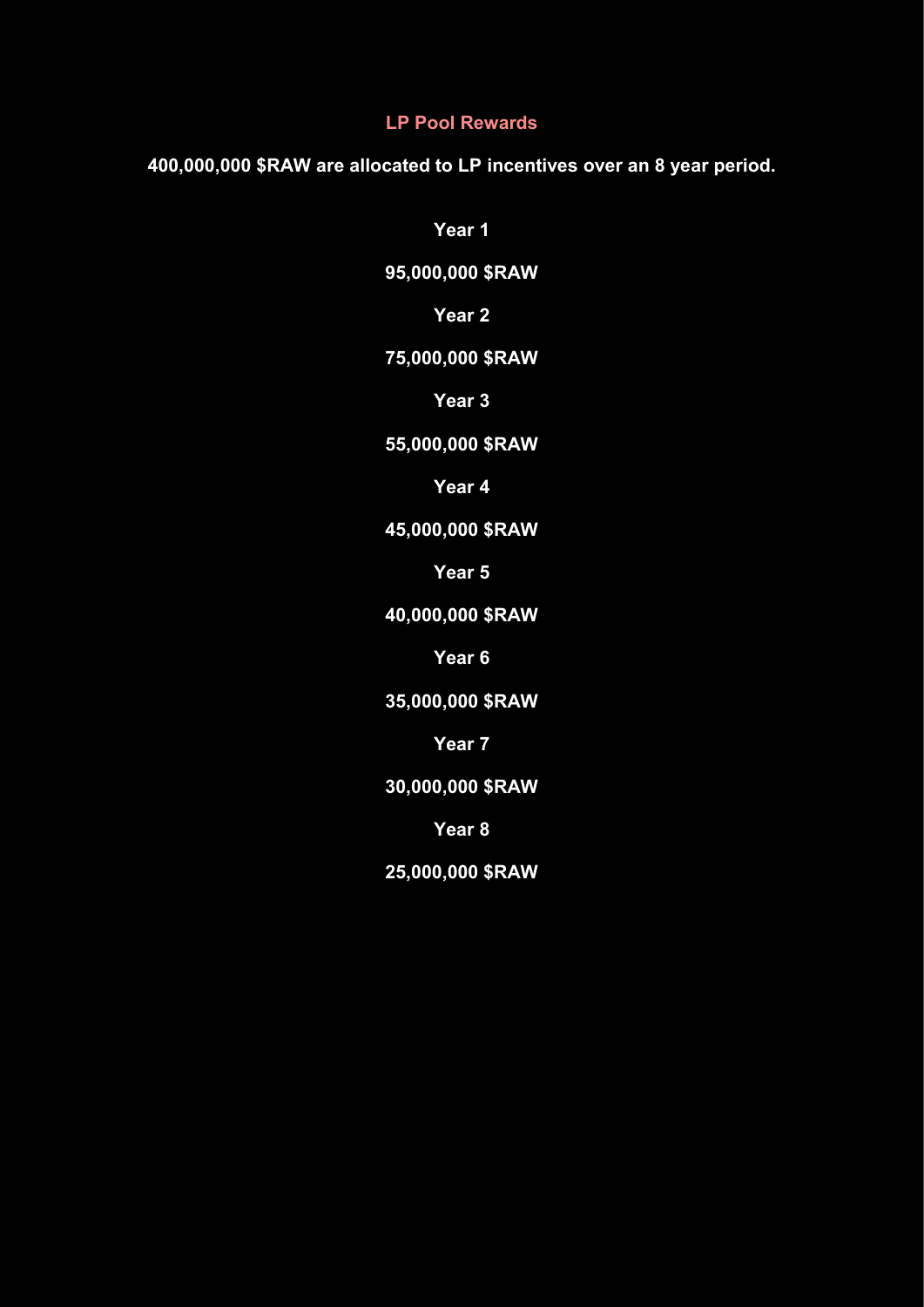## LP Pool Rewards

**400,000,000 $RAW are allocated to LP incentives over an 8 year period.**

**Year 1**

**95,000,000 $RAW**

**Year 2**

**75,000,000 $RAW**

**Year 3**

**55,000,000 $RAW**

**Year 4**

**45,000,000 $RAW**

**Year 5**

**40,000,000 $RAW**

**Year 6**

**35,000,000 $RAW**

**Year 7**

**30,000,000 $RAW**

**Year 8**

**25,000,000 $RAW**